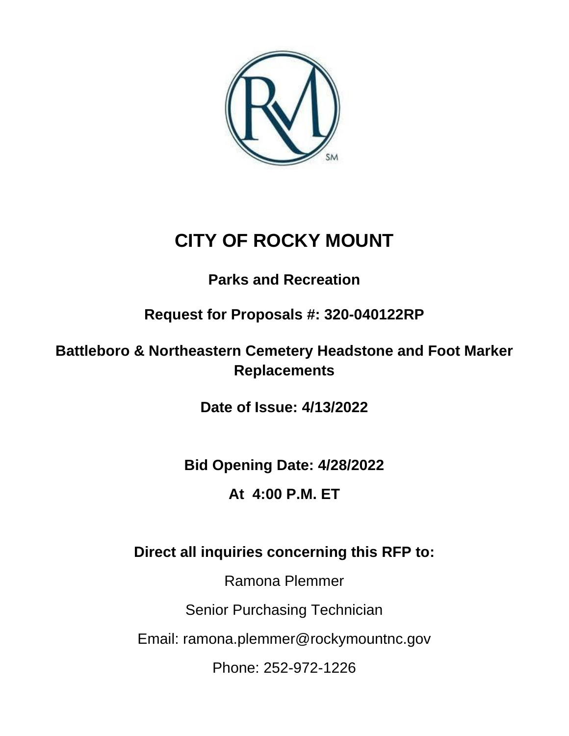# CITY OF ROCKY MOUNT

**Parks and Recreation**

**Request for Proposals #: 320-040122RP**

**Battleboro & Northeastern Cemetery Headstone and Foot Marker Replacements**

**Date of Issue: 4/13/2022**

**Bid Opening Date: 4/28/2022**

**At 4:00 P.M. ET**

**Direct all inquiries concerning this RFP to:**

Ramona Plemmer

Senior Purchasing Technician

Email: ramona.plemmer@rockymountnc.gov

Phone: 252-972-1226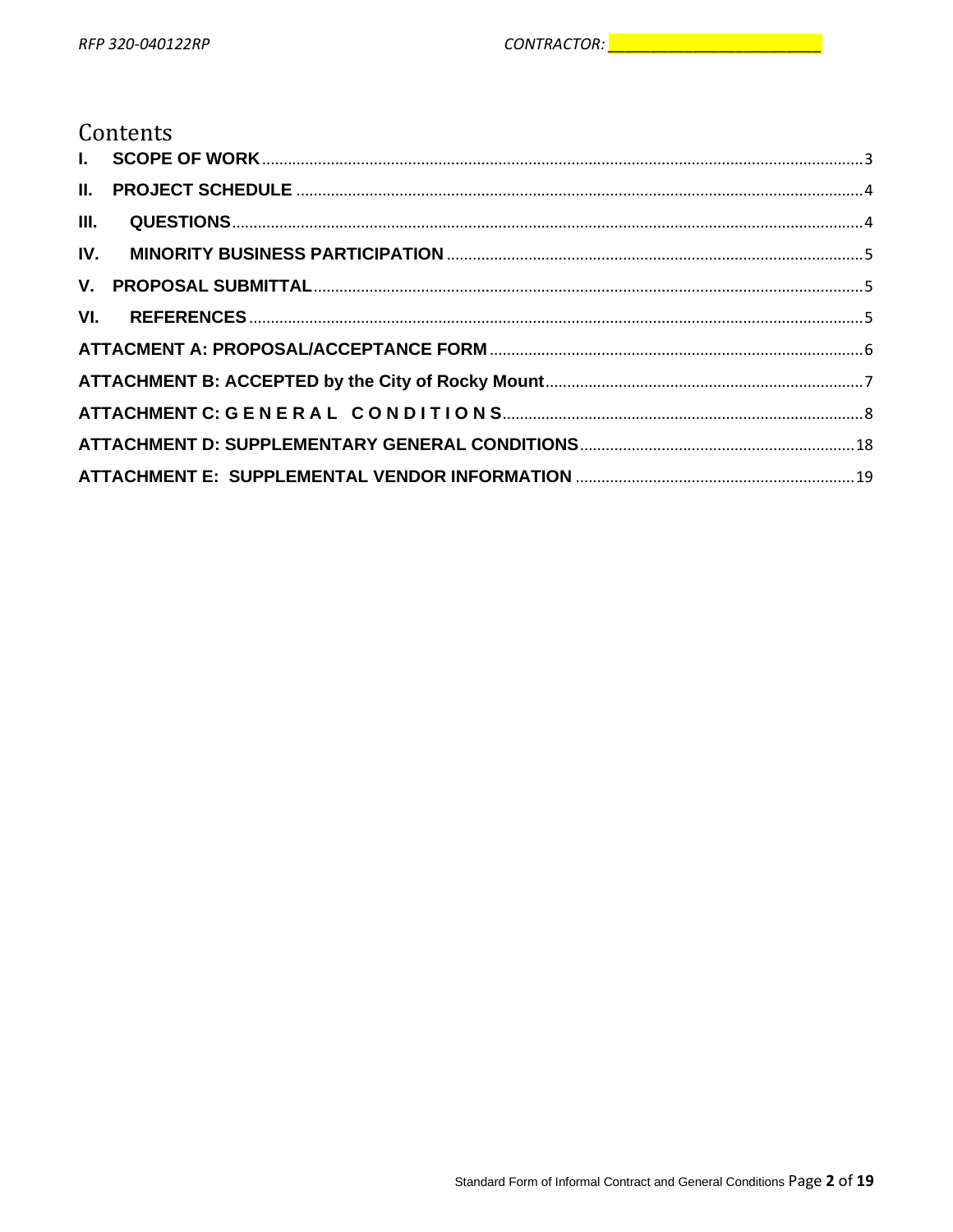# Contents

I. **SCOPE OF WORK** .......... 3

II. **PROJECT SCHEDULE** .......... 4

III. **QUESTIONS** .......... 4

IV. **MINORITY BUSINESS PARTICIPATION** .......... 5

V. **PROPOSAL SUBMITTAL** .......... 5

VI. **REFERENCES** .......... 5

**ATTACMENT A: PROPOSAL/ACCEPTANCE FORM** .......... 6

**ATTACHMENT B: ACCEPTED by the City of Rocky Mount** .......... 7

**ATTACHMENT C: G E N E R A L C O N D I T I O N S** .......... 8

**ATTACHMENT D: SUPPLEMENTARY GENERAL CONDITIONS** .......... 18

**ATTACHMENT E: SUPPLEMENTAL VENDOR INFORMATION** .......... 19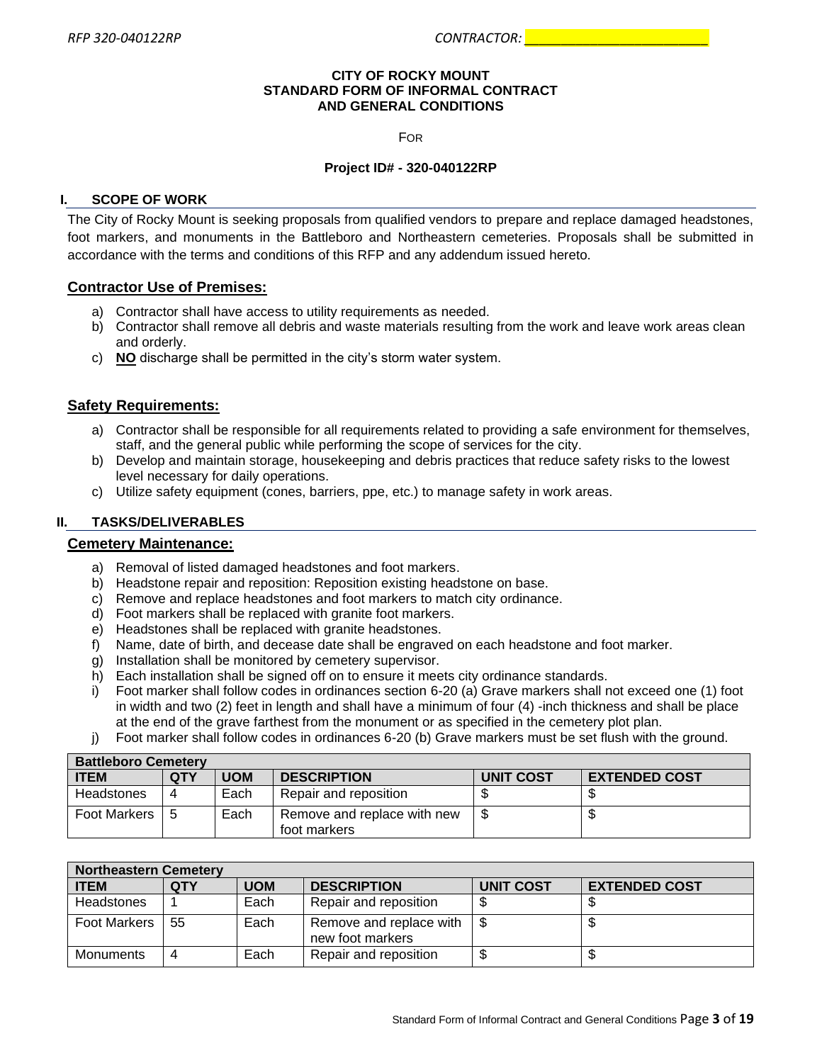# CITY OF ROCKY MOUNT
## STANDARD FORM OF INFORMAL CONTRACT AND GENERAL CONDITIONS

FOR

**Project ID# - 320-040122RP**

## I. SCOPE OF WORK

The City of Rocky Mount is seeking proposals from qualified vendors to prepare and replace damaged headstones, foot markers, and monuments in the Battleboro and Northeastern cemeteries. Proposals shall be submitted in accordance with the terms and conditions of this RFP and any addendum issued hereto.

### Contractor Use of Premises:

a) Contractor shall have access to utility requirements as needed.
b) Contractor shall remove all debris and waste materials resulting from the work and leave work areas clean and orderly.
c) **NO** discharge shall be permitted in the city's storm water system.

### Safety Requirements:

a) Contractor shall be responsible for all requirements related to providing a safe environment for themselves, staff, and the general public while performing the scope of services for the city.
b) Develop and maintain storage, housekeeping and debris practices that reduce safety risks to the lowest level necessary for daily operations.
c) Utilize safety equipment (cones, barriers, ppe, etc.) to manage safety in work areas.

## II. TASKS/DELIVERABLES

### Cemetery Maintenance:

a) Removal of listed damaged headstones and foot markers.
b) Headstone repair and reposition: Reposition existing headstone on base.
c) Remove and replace headstones and foot markers to match city ordinance.
d) Foot markers shall be replaced with granite foot markers.
e) Headstones shall be replaced with granite headstones.
f) Name, date of birth, and decease date shall be engraved on each headstone and foot marker.
g) Installation shall be monitored by cemetery supervisor.
h) Each installation shall be signed off on to ensure it meets city ordinance standards.
i) Foot marker shall follow codes in ordinances section 6-20 (a) Grave markers shall not exceed one (1) foot in width and two (2) feet in length and shall have a minimum of four (4) -inch thickness and shall be place at the end of the grave farthest from the monument or as specified in the cemetery plot plan.
j) Foot marker shall follow codes in ordinances 6-20 (b) Grave markers must be set flush with the ground.

| Battleboro Cemetery | | | | | |
|---|---|---|---|---|---|
| **ITEM** | **QTY** | **UOM** | **DESCRIPTION** | **UNIT COST** | **EXTENDED COST** |
| Headstones | 4 | Each | Repair and reposition | $ | $ |
| Foot Markers | 5 | Each | Remove and replace with new foot markers | $ | $ |

| Northeastern Cemetery | | | | | |
|---|---|---|---|---|---|
| **ITEM** | **QTY** | **UOM** | **DESCRIPTION** | **UNIT COST** | **EXTENDED COST** |
| Headstones | 1 | Each | Repair and reposition | $ | $ |
| Foot Markers | 55 | Each | Remove and replace with new foot markers | $ | $ |
| Monuments | 4 | Each | Repair and reposition | $ | $ |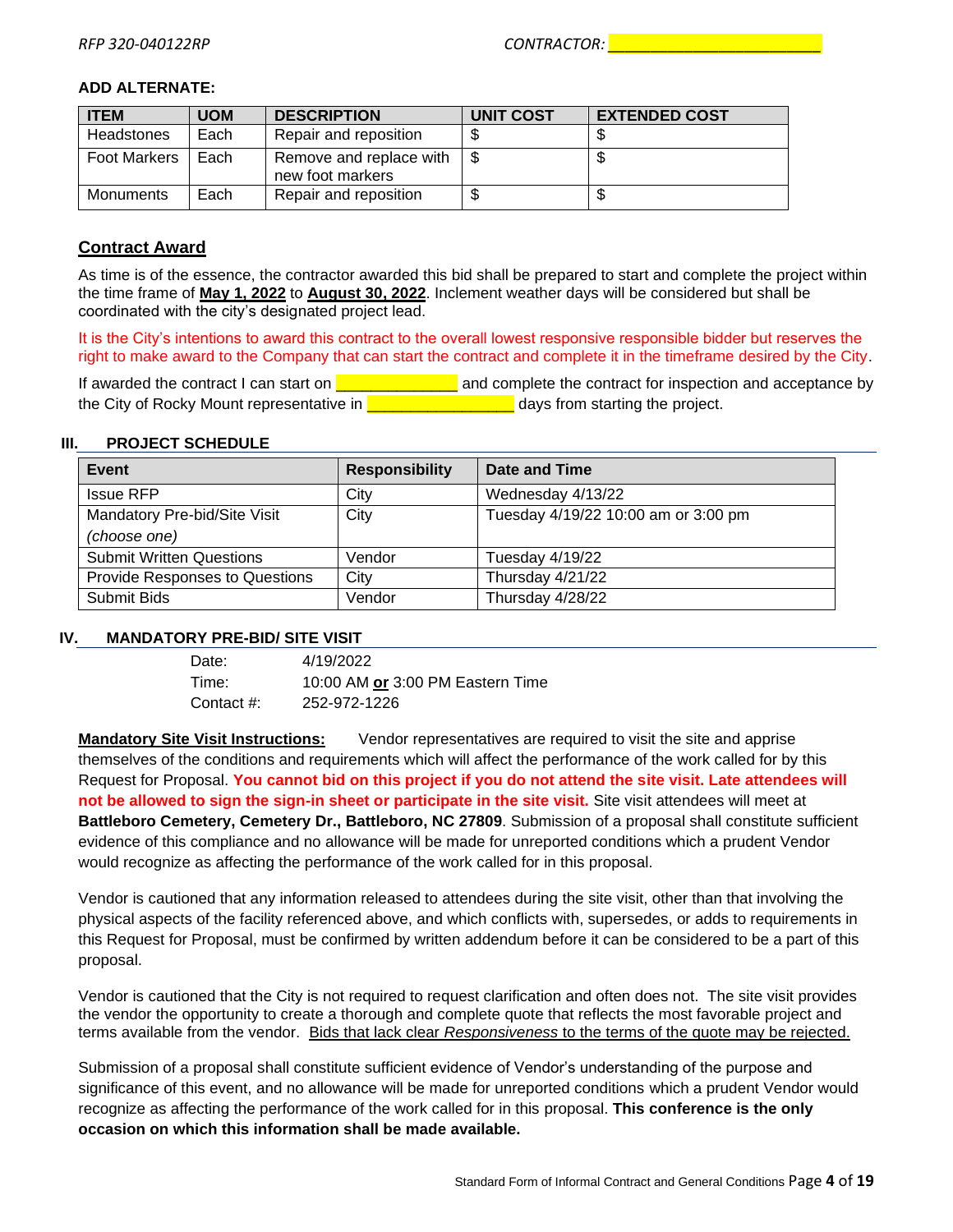RFP 320-040122RP CONTRACTOR: ________________________

**ADD ALTERNATE:**

| ITEM | UOM | DESCRIPTION | UNIT COST | EXTENDED COST |
|---|---|---|---|---|
| Headstones | Each | Repair and reposition | $ | $ |
| Foot Markers | Each | Remove and replace with new foot markers | $ | $ |
| Monuments | Each | Repair and reposition | $ | $ |

## <u>Contract Award</u>

As time is of the essence, the contractor awarded this bid shall be prepared to start and complete the project within the time frame of **<u>May 1, 2022</u>** to **<u>August 30, 2022</u>**. Inclement weather days will be considered but shall be coordinated with the city's designated project lead.

It is the City's intentions to award this contract to the overall lowest responsive responsible bidder but reserves the right to make award to the Company that can start the contract and complete it in the timeframe desired by the City.

If awarded the contract I can start on _____________ and complete the contract for inspection and acceptance by the City of Rocky Mount representative in ________________ days from starting the project.

## III. PROJECT SCHEDULE

| Event | Responsibility | Date and Time |
|---|---|---|
| Issue RFP | City | Wednesday 4/13/22 |
| Mandatory Pre-bid/Site Visit *(choose one)* | City | Tuesday 4/19/22 10:00 am or 3:00 pm |
| Submit Written Questions | Vendor | Tuesday 4/19/22 |
| Provide Responses to Questions | City | Thursday 4/21/22 |
| Submit Bids | Vendor | Thursday 4/28/22 |

## IV. MANDATORY PRE-BID/ SITE VISIT

Date: 4/19/2022
Time: 10:00 AM **<u>or</u>** 3:00 PM Eastern Time
Contact #: 252-972-1226

**<u>Mandatory Site Visit Instructions:</u>** Vendor representatives are required to visit the site and apprise themselves of the conditions and requirements which will affect the performance of the work called for by this Request for Proposal. **You cannot bid on this project if you do not attend the site visit. Late attendees will not be allowed to sign the sign-in sheet or participate in the site visit.** Site visit attendees will meet at **Battleboro Cemetery, Cemetery Dr., Battleboro, NC 27809**. Submission of a proposal shall constitute sufficient evidence of this compliance and no allowance will be made for unreported conditions which a prudent Vendor would recognize as affecting the performance of the work called for in this proposal.

Vendor is cautioned that any information released to attendees during the site visit, other than that involving the physical aspects of the facility referenced above, and which conflicts with, supersedes, or adds to requirements in this Request for Proposal, must be confirmed by written addendum before it can be considered to be a part of this proposal.

Vendor is cautioned that the City is not required to request clarification and often does not. The site visit provides the vendor the opportunity to create a thorough and complete quote that reflects the most favorable project and terms available from the vendor. <u>Bids that lack clear *Responsiveness* to the terms of the quote may be rejected.</u>

Submission of a proposal shall constitute sufficient evidence of Vendor's understanding of the purpose and significance of this event, and no allowance will be made for unreported conditions which a prudent Vendor would recognize as affecting the performance of the work called for in this proposal. **This conference is the only occasion on which this information shall be made available.**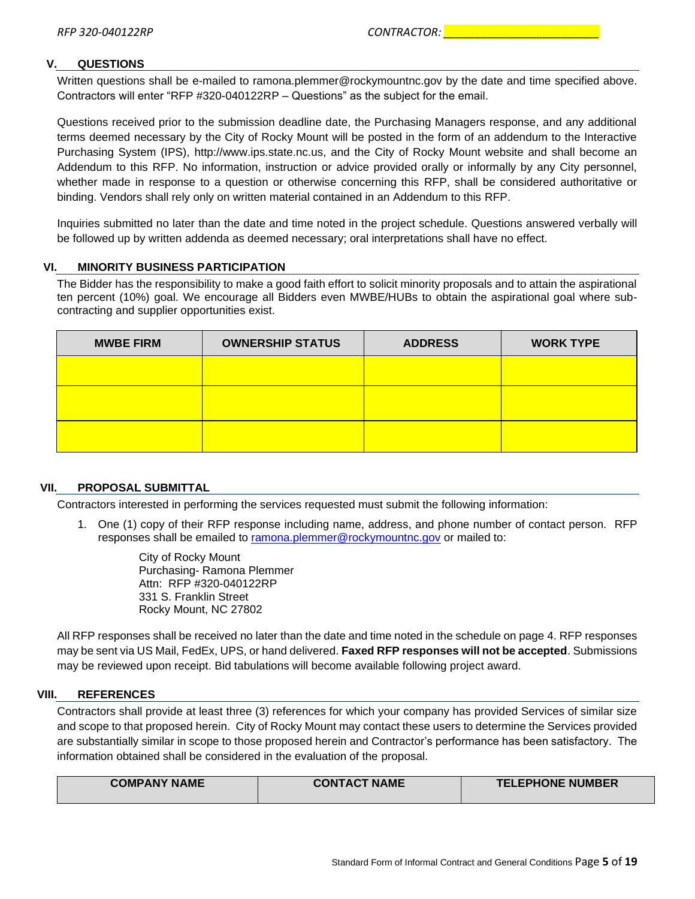## V. QUESTIONS

Written questions shall be e-mailed to ramona.plemmer@rockymountnc.gov by the date and time specified above. Contractors will enter “RFP #320-040122RP – Questions” as the subject for the email.

Questions received prior to the submission deadline date, the Purchasing Managers response, and any additional terms deemed necessary by the City of Rocky Mount will be posted in the form of an addendum to the Interactive Purchasing System (IPS), http://www.ips.state.nc.us, and the City of Rocky Mount website and shall become an Addendum to this RFP. No information, instruction or advice provided orally or informally by any City personnel, whether made in response to a question or otherwise concerning this RFP, shall be considered authoritative or binding. Vendors shall rely only on written material contained in an Addendum to this RFP.

Inquiries submitted no later than the date and time noted in the project schedule. Questions answered verbally will be followed up by written addenda as deemed necessary; oral interpretations shall have no effect.

## VI. MINORITY BUSINESS PARTICIPATION

The Bidder has the responsibility to make a good faith effort to solicit minority proposals and to attain the aspirational ten percent (10%) goal. We encourage all Bidders even MWBE/HUBs to obtain the aspirational goal where sub-contracting and supplier opportunities exist.

| MWBE FIRM | OWNERSHIP STATUS | ADDRESS | WORK TYPE |
|---|---|---|---|
| | | | |
| | | | |
| | | | |

## VII. PROPOSAL SUBMITTAL

Contractors interested in performing the services requested must submit the following information:

1. One (1) copy of their RFP response including name, address, and phone number of contact person. RFP responses shall be emailed to ramona.plemmer@rockymountnc.gov or mailed to:

   City of Rocky Mount
   Purchasing- Ramona Plemmer
   Attn: RFP #320-040122RP
   331 S. Franklin Street
   Rocky Mount, NC 27802

All RFP responses shall be received no later than the date and time noted in the schedule on page 4. RFP responses may be sent via US Mail, FedEx, UPS, or hand delivered. **Faxed RFP responses will not be accepted**. Submissions may be reviewed upon receipt. Bid tabulations will become available following project award.

## VIII. REFERENCES

Contractors shall provide at least three (3) references for which your company has provided Services of similar size and scope to that proposed herein. City of Rocky Mount may contact these users to determine the Services provided are substantially similar in scope to those proposed herein and Contractor’s performance has been satisfactory. The information obtained shall be considered in the evaluation of the proposal.

| COMPANY NAME | CONTACT NAME | TELEPHONE NUMBER |
|---|---|---|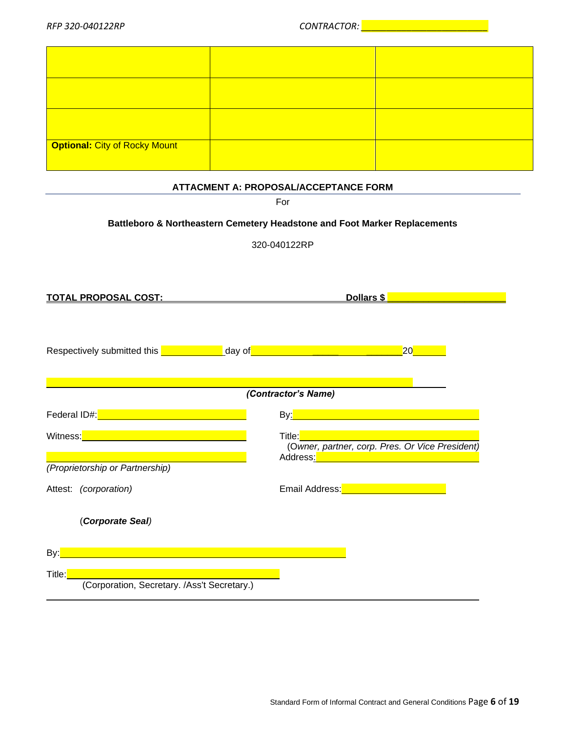| | | |
|---|---|---|
| | | |
| | | |
| | | |
| **Optional:** City of Rocky Mount | | |

## ATTACMENT A: PROPOSAL/ACCEPTANCE FORM

For

**Battleboro & Northeastern Cemetery Headstone and Foot Marker Replacements**

320-040122RP

**TOTAL PROPOSAL COST: Dollars $ ____________________**

Respectively submitted this __________ day of ____________________ 20______

______________________________________________

***(Contractor's Name)***

Federal ID#: ____________________

By: ____________________

Witness: ____________________

Title: ____________________
(*Owner, partner, corp. Pres. Or Vice President*)

Address: ____________________

____________________
*(Proprietorship or Partnership)*

Attest: *(corporation)*

Email Address: ____________________

(***Corporate Seal***)

By: ____________________

Title: ____________________
(Corporation, Secretary. /Ass't Secretary.)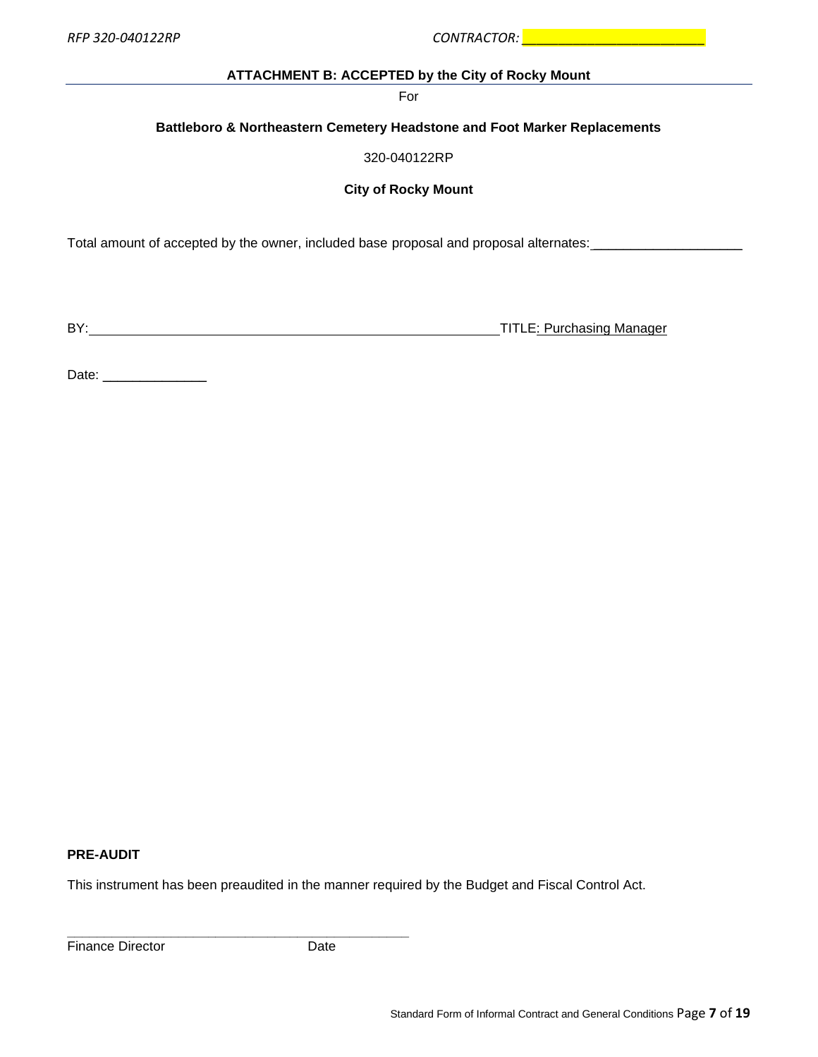RFP 320-040122RP CONTRACTOR: ________________________

**ATTACHMENT B: ACCEPTED by the City of Rocky Mount**

For

**Battleboro & Northeastern Cemetery Headstone and Foot Marker Replacements**

320-040122RP

**City of Rocky Mount**

Total amount of accepted by the owner, included base proposal and proposal alternates:____________________

BY:_______________________________________________________TITLE: Purchasing Manager

Date: ______________

**PRE-AUDIT**

This instrument has been preaudited in the manner required by the Budget and Fiscal Control Act.

_______________________________________________

Finance Director Date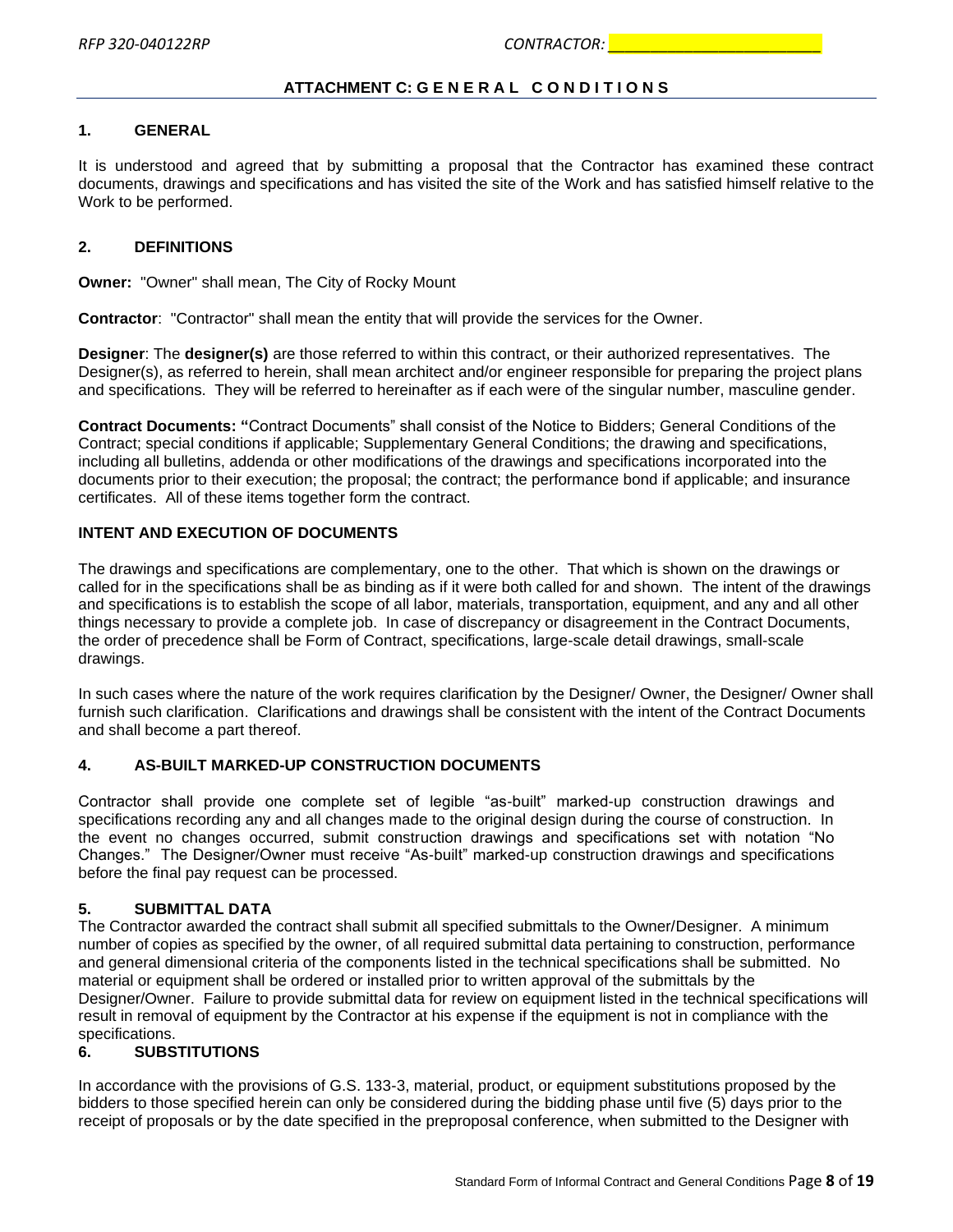## ATTACHMENT C: GENERAL CONDITIONS

### 1. GENERAL

It is understood and agreed that by submitting a proposal that the Contractor has examined these contract documents, drawings and specifications and has visited the site of the Work and has satisfied himself relative to the Work to be performed.

### 2. DEFINITIONS

**Owner:** "Owner" shall mean, The City of Rocky Mount

**Contractor**: "Contractor" shall mean the entity that will provide the services for the Owner.

**Designer**: The **designer(s)** are those referred to within this contract, or their authorized representatives. The Designer(s), as referred to herein, shall mean architect and/or engineer responsible for preparing the project plans and specifications. They will be referred to hereinafter as if each were of the singular number, masculine gender.

**Contract Documents: "**Contract Documents" shall consist of the Notice to Bidders; General Conditions of the Contract; special conditions if applicable; Supplementary General Conditions; the drawing and specifications, including all bulletins, addenda or other modifications of the drawings and specifications incorporated into the documents prior to their execution; the proposal; the contract; the performance bond if applicable; and insurance certificates. All of these items together form the contract.

### INTENT AND EXECUTION OF DOCUMENTS

The drawings and specifications are complementary, one to the other. That which is shown on the drawings or called for in the specifications shall be as binding as if it were both called for and shown. The intent of the drawings and specifications is to establish the scope of all labor, materials, transportation, equipment, and any and all other things necessary to provide a complete job. In case of discrepancy or disagreement in the Contract Documents, the order of precedence shall be Form of Contract, specifications, large-scale detail drawings, small-scale drawings.

In such cases where the nature of the work requires clarification by the Designer/ Owner, the Designer/ Owner shall furnish such clarification. Clarifications and drawings shall be consistent with the intent of the Contract Documents and shall become a part thereof.

### 4. AS-BUILT MARKED-UP CONSTRUCTION DOCUMENTS

Contractor shall provide one complete set of legible "as-built" marked-up construction drawings and specifications recording any and all changes made to the original design during the course of construction. In the event no changes occurred, submit construction drawings and specifications set with notation "No Changes." The Designer/Owner must receive "As-built" marked-up construction drawings and specifications before the final pay request can be processed.

### 5. SUBMITTAL DATA

The Contractor awarded the contract shall submit all specified submittals to the Owner/Designer. A minimum number of copies as specified by the owner, of all required submittal data pertaining to construction, performance and general dimensional criteria of the components listed in the technical specifications shall be submitted. No material or equipment shall be ordered or installed prior to written approval of the submittals by the Designer/Owner. Failure to provide submittal data for review on equipment listed in the technical specifications will result in removal of equipment by the Contractor at his expense if the equipment is not in compliance with the specifications.

### 6. SUBSTITUTIONS

In accordance with the provisions of G.S. 133-3, material, product, or equipment substitutions proposed by the bidders to those specified herein can only be considered during the bidding phase until five (5) days prior to the receipt of proposals or by the date specified in the preproposal conference, when submitted to the Designer with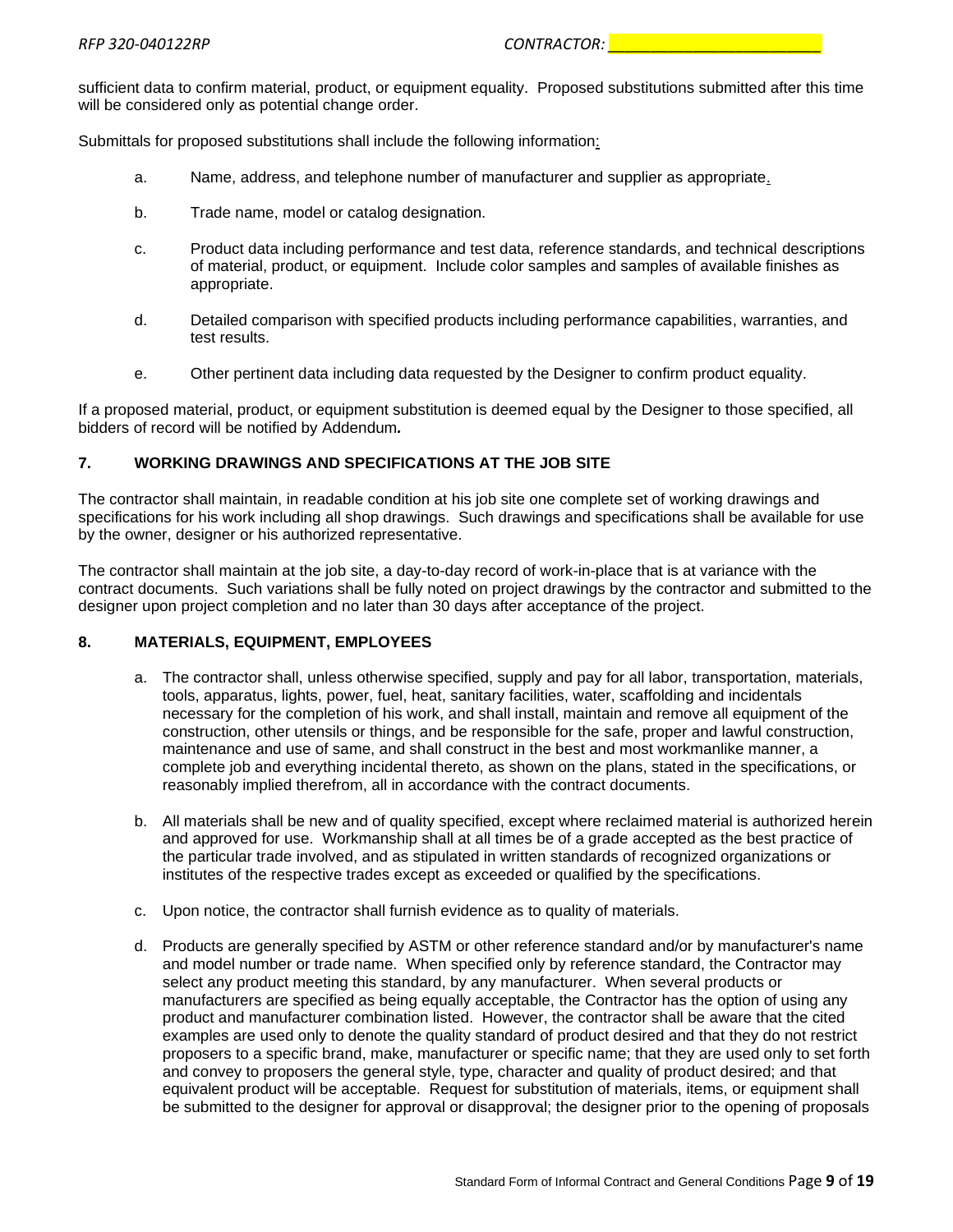sufficient data to confirm material, product, or equipment equality. Proposed substitutions submitted after this time will be considered only as potential change order.

Submittals for proposed substitutions shall include the following information:

a. Name, address, and telephone number of manufacturer and supplier as appropriate.

b. Trade name, model or catalog designation.

c. Product data including performance and test data, reference standards, and technical descriptions of material, product, or equipment. Include color samples and samples of available finishes as appropriate.

d. Detailed comparison with specified products including performance capabilities, warranties, and test results.

e. Other pertinent data including data requested by the Designer to confirm product equality.

If a proposed material, product, or equipment substitution is deemed equal by the Designer to those specified, all bidders of record will be notified by Addendum**.**

## 7. WORKING DRAWINGS AND SPECIFICATIONS AT THE JOB SITE

The contractor shall maintain, in readable condition at his job site one complete set of working drawings and specifications for his work including all shop drawings. Such drawings and specifications shall be available for use by the owner, designer or his authorized representative.

The contractor shall maintain at the job site, a day-to-day record of work-in-place that is at variance with the contract documents. Such variations shall be fully noted on project drawings by the contractor and submitted to the designer upon project completion and no later than 30 days after acceptance of the project.

## 8. MATERIALS, EQUIPMENT, EMPLOYEES

a. The contractor shall, unless otherwise specified, supply and pay for all labor, transportation, materials, tools, apparatus, lights, power, fuel, heat, sanitary facilities, water, scaffolding and incidentals necessary for the completion of his work, and shall install, maintain and remove all equipment of the construction, other utensils or things, and be responsible for the safe, proper and lawful construction, maintenance and use of same, and shall construct in the best and most workmanlike manner, a complete job and everything incidental thereto, as shown on the plans, stated in the specifications, or reasonably implied therefrom, all in accordance with the contract documents.

b. All materials shall be new and of quality specified, except where reclaimed material is authorized herein and approved for use. Workmanship shall at all times be of a grade accepted as the best practice of the particular trade involved, and as stipulated in written standards of recognized organizations or institutes of the respective trades except as exceeded or qualified by the specifications.

c. Upon notice, the contractor shall furnish evidence as to quality of materials.

d. Products are generally specified by ASTM or other reference standard and/or by manufacturer's name and model number or trade name. When specified only by reference standard, the Contractor may select any product meeting this standard, by any manufacturer. When several products or manufacturers are specified as being equally acceptable, the Contractor has the option of using any product and manufacturer combination listed. However, the contractor shall be aware that the cited examples are used only to denote the quality standard of product desired and that they do not restrict proposers to a specific brand, make, manufacturer or specific name; that they are used only to set forth and convey to proposers the general style, type, character and quality of product desired; and that equivalent product will be acceptable. Request for substitution of materials, items, or equipment shall be submitted to the designer for approval or disapproval; the designer prior to the opening of proposals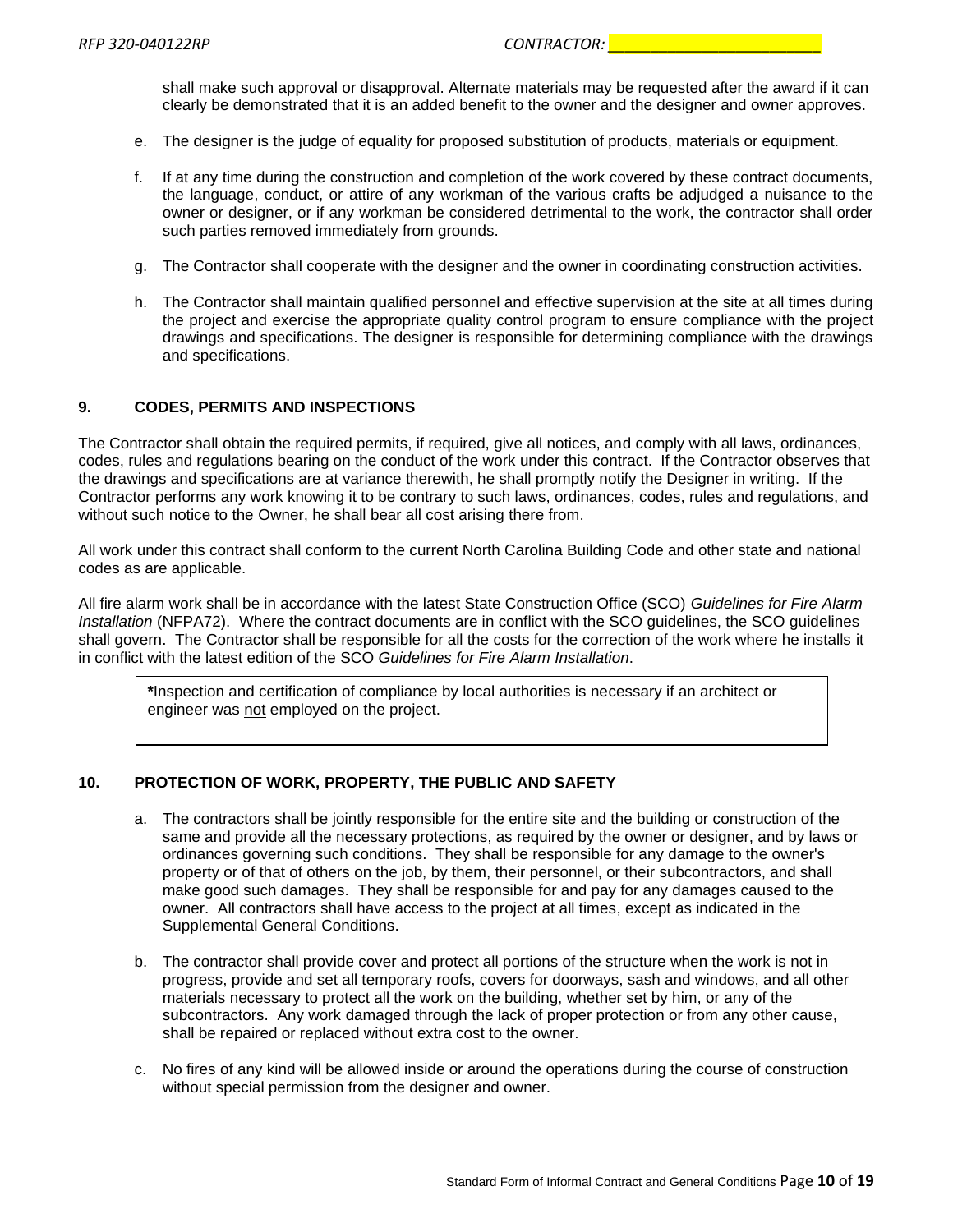shall make such approval or disapproval. Alternate materials may be requested after the award if it can clearly be demonstrated that it is an added benefit to the owner and the designer and owner approves.

e. The designer is the judge of equality for proposed substitution of products, materials or equipment.

f. If at any time during the construction and completion of the work covered by these contract documents, the language, conduct, or attire of any workman of the various crafts be adjudged a nuisance to the owner or designer, or if any workman be considered detrimental to the work, the contractor shall order such parties removed immediately from grounds.

g. The Contractor shall cooperate with the designer and the owner in coordinating construction activities.

h. The Contractor shall maintain qualified personnel and effective supervision at the site at all times during the project and exercise the appropriate quality control program to ensure compliance with the project drawings and specifications. The designer is responsible for determining compliance with the drawings and specifications.

## 9. CODES, PERMITS AND INSPECTIONS

The Contractor shall obtain the required permits, if required, give all notices, and comply with all laws, ordinances, codes, rules and regulations bearing on the conduct of the work under this contract. If the Contractor observes that the drawings and specifications are at variance therewith, he shall promptly notify the Designer in writing. If the Contractor performs any work knowing it to be contrary to such laws, ordinances, codes, rules and regulations, and without such notice to the Owner, he shall bear all cost arising there from.

All work under this contract shall conform to the current North Carolina Building Code and other state and national codes as are applicable.

All fire alarm work shall be in accordance with the latest State Construction Office (SCO) *Guidelines for Fire Alarm Installation* (NFPA72). Where the contract documents are in conflict with the SCO guidelines, the SCO guidelines shall govern. The Contractor shall be responsible for all the costs for the correction of the work where he installs it in conflict with the latest edition of the SCO *Guidelines for Fire Alarm Installation*.

> **\***Inspection and certification of compliance by local authorities is necessary if an architect or engineer was <u>not</u> employed on the project.

## 10. PROTECTION OF WORK, PROPERTY, THE PUBLIC AND SAFETY

a. The contractors shall be jointly responsible for the entire site and the building or construction of the same and provide all the necessary protections, as required by the owner or designer, and by laws or ordinances governing such conditions. They shall be responsible for any damage to the owner's property or of that of others on the job, by them, their personnel, or their subcontractors, and shall make good such damages. They shall be responsible for and pay for any damages caused to the owner. All contractors shall have access to the project at all times, except as indicated in the Supplemental General Conditions.

b. The contractor shall provide cover and protect all portions of the structure when the work is not in progress, provide and set all temporary roofs, covers for doorways, sash and windows, and all other materials necessary to protect all the work on the building, whether set by him, or any of the subcontractors. Any work damaged through the lack of proper protection or from any other cause, shall be repaired or replaced without extra cost to the owner.

c. No fires of any kind will be allowed inside or around the operations during the course of construction without special permission from the designer and owner.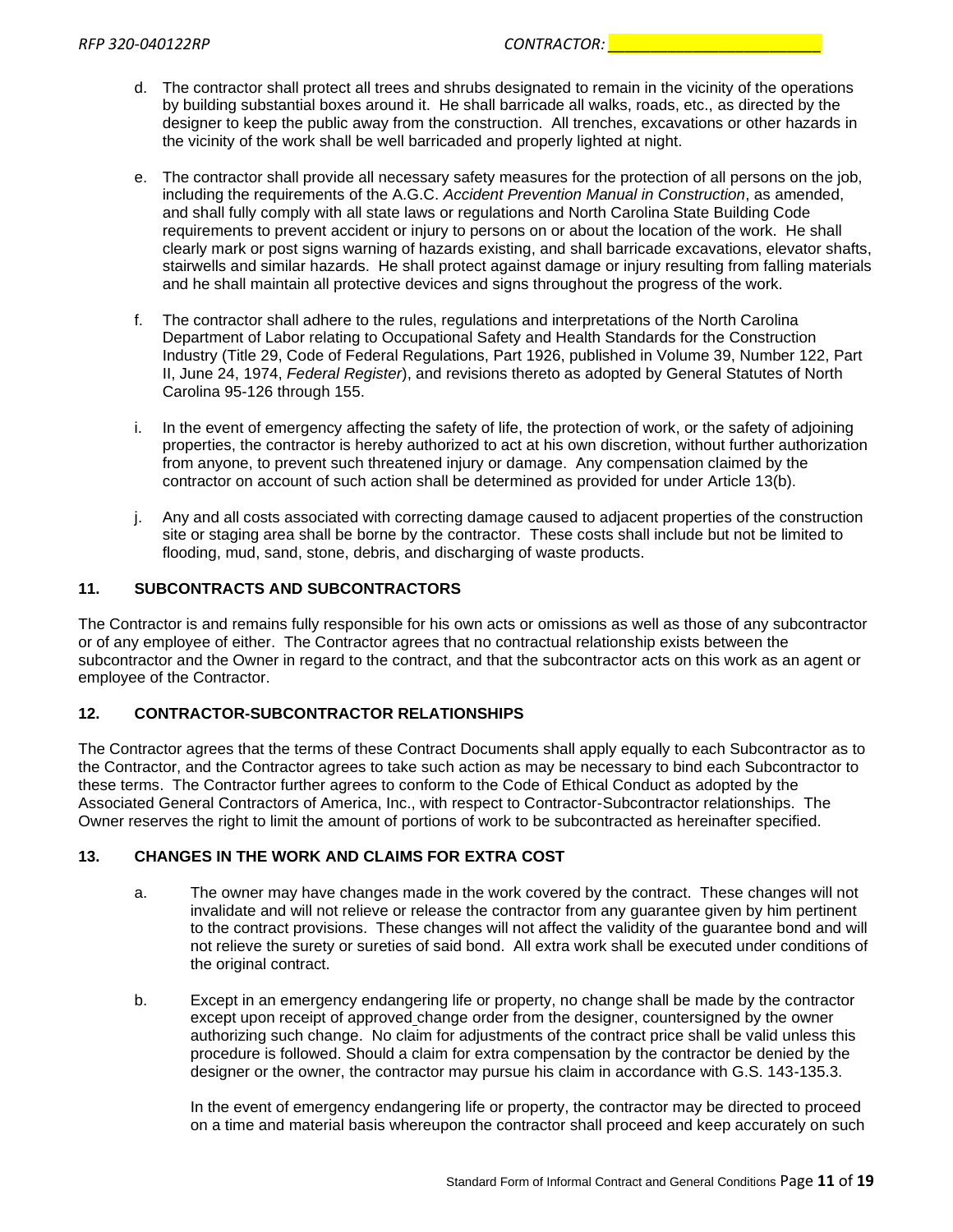d. The contractor shall protect all trees and shrubs designated to remain in the vicinity of the operations by building substantial boxes around it. He shall barricade all walks, roads, etc., as directed by the designer to keep the public away from the construction. All trenches, excavations or other hazards in the vicinity of the work shall be well barricaded and properly lighted at night.

e. The contractor shall provide all necessary safety measures for the protection of all persons on the job, including the requirements of the A.G.C. *Accident Prevention Manual in Construction*, as amended, and shall fully comply with all state laws or regulations and North Carolina State Building Code requirements to prevent accident or injury to persons on or about the location of the work. He shall clearly mark or post signs warning of hazards existing, and shall barricade excavations, elevator shafts, stairwells and similar hazards. He shall protect against damage or injury resulting from falling materials and he shall maintain all protective devices and signs throughout the progress of the work.

f. The contractor shall adhere to the rules, regulations and interpretations of the North Carolina Department of Labor relating to Occupational Safety and Health Standards for the Construction Industry (Title 29, Code of Federal Regulations, Part 1926, published in Volume 39, Number 122, Part II, June 24, 1974, *Federal Register*), and revisions thereto as adopted by General Statutes of North Carolina 95-126 through 155.

i. In the event of emergency affecting the safety of life, the protection of work, or the safety of adjoining properties, the contractor is hereby authorized to act at his own discretion, without further authorization from anyone, to prevent such threatened injury or damage. Any compensation claimed by the contractor on account of such action shall be determined as provided for under Article 13(b).

j. Any and all costs associated with correcting damage caused to adjacent properties of the construction site or staging area shall be borne by the contractor. These costs shall include but not be limited to flooding, mud, sand, stone, debris, and discharging of waste products.

## 11. SUBCONTRACTS AND SUBCONTRACTORS

The Contractor is and remains fully responsible for his own acts or omissions as well as those of any subcontractor or of any employee of either. The Contractor agrees that no contractual relationship exists between the subcontractor and the Owner in regard to the contract, and that the subcontractor acts on this work as an agent or employee of the Contractor.

## 12. CONTRACTOR-SUBCONTRACTOR RELATIONSHIPS

The Contractor agrees that the terms of these Contract Documents shall apply equally to each Subcontractor as to the Contractor, and the Contractor agrees to take such action as may be necessary to bind each Subcontractor to these terms. The Contractor further agrees to conform to the Code of Ethical Conduct as adopted by the Associated General Contractors of America, Inc., with respect to Contractor-Subcontractor relationships. The Owner reserves the right to limit the amount of portions of work to be subcontracted as hereinafter specified.

## 13. CHANGES IN THE WORK AND CLAIMS FOR EXTRA COST

a. The owner may have changes made in the work covered by the contract. These changes will not invalidate and will not relieve or release the contractor from any guarantee given by him pertinent to the contract provisions. These changes will not affect the validity of the guarantee bond and will not relieve the surety or sureties of said bond. All extra work shall be executed under conditions of the original contract.

b. Except in an emergency endangering life or property, no change shall be made by the contractor except upon receipt of approved change order from the designer, countersigned by the owner authorizing such change. No claim for adjustments of the contract price shall be valid unless this procedure is followed. Should a claim for extra compensation by the contractor be denied by the designer or the owner, the contractor may pursue his claim in accordance with G.S. 143-135.3.

   In the event of emergency endangering life or property, the contractor may be directed to proceed on a time and material basis whereupon the contractor shall proceed and keep accurately on such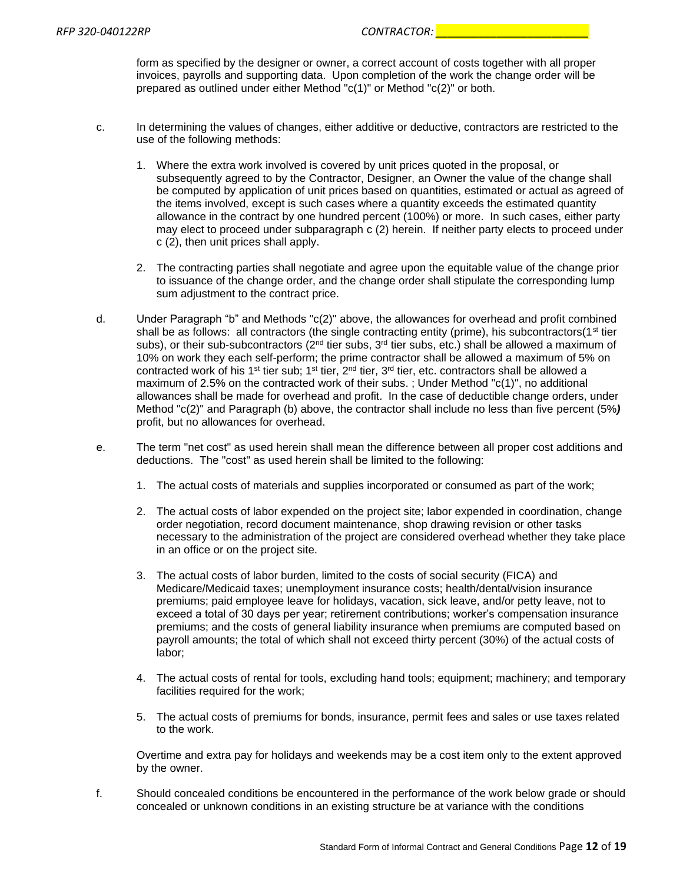form as specified by the designer or owner, a correct account of costs together with all proper invoices, payrolls and supporting data. Upon completion of the work the change order will be prepared as outlined under either Method "c(1)" or Method "c(2)" or both.

c. In determining the values of changes, either additive or deductive, contractors are restricted to the use of the following methods:

1. Where the extra work involved is covered by unit prices quoted in the proposal, or subsequently agreed to by the Contractor, Designer, an Owner the value of the change shall be computed by application of unit prices based on quantities, estimated or actual as agreed of the items involved, except is such cases where a quantity exceeds the estimated quantity allowance in the contract by one hundred percent (100%) or more. In such cases, either party may elect to proceed under subparagraph c (2) herein. If neither party elects to proceed under c (2), then unit prices shall apply.

2. The contracting parties shall negotiate and agree upon the equitable value of the change prior to issuance of the change order, and the change order shall stipulate the corresponding lump sum adjustment to the contract price.

d. Under Paragraph "b" and Methods "c(2)" above, the allowances for overhead and profit combined shall be as follows: all contractors (the single contracting entity (prime), his subcontractors(1st tier subs), or their sub-subcontractors (2nd tier subs, 3rd tier subs, etc.) shall be allowed a maximum of 10% on work they each self-perform; the prime contractor shall be allowed a maximum of 5% on contracted work of his 1st tier sub; 1st tier, 2nd tier, 3rd tier, etc. contractors shall be allowed a maximum of 2.5% on the contracted work of their subs. ; Under Method "c(1)", no additional allowances shall be made for overhead and profit. In the case of deductible change orders, under Method "c(2)" and Paragraph (b) above, the contractor shall include no less than five percent (5%***)*** profit, but no allowances for overhead.

e. The term "net cost" as used herein shall mean the difference between all proper cost additions and deductions. The "cost" as used herein shall be limited to the following:

1. The actual costs of materials and supplies incorporated or consumed as part of the work;

2. The actual costs of labor expended on the project site; labor expended in coordination, change order negotiation, record document maintenance, shop drawing revision or other tasks necessary to the administration of the project are considered overhead whether they take place in an office or on the project site.

3. The actual costs of labor burden, limited to the costs of social security (FICA) and Medicare/Medicaid taxes; unemployment insurance costs; health/dental/vision insurance premiums; paid employee leave for holidays, vacation, sick leave, and/or petty leave, not to exceed a total of 30 days per year; retirement contributions; worker's compensation insurance premiums; and the costs of general liability insurance when premiums are computed based on payroll amounts; the total of which shall not exceed thirty percent (30%) of the actual costs of labor;

4. The actual costs of rental for tools, excluding hand tools; equipment; machinery; and temporary facilities required for the work;

5. The actual costs of premiums for bonds, insurance, permit fees and sales or use taxes related to the work.

Overtime and extra pay for holidays and weekends may be a cost item only to the extent approved by the owner.

f. Should concealed conditions be encountered in the performance of the work below grade or should concealed or unknown conditions in an existing structure be at variance with the conditions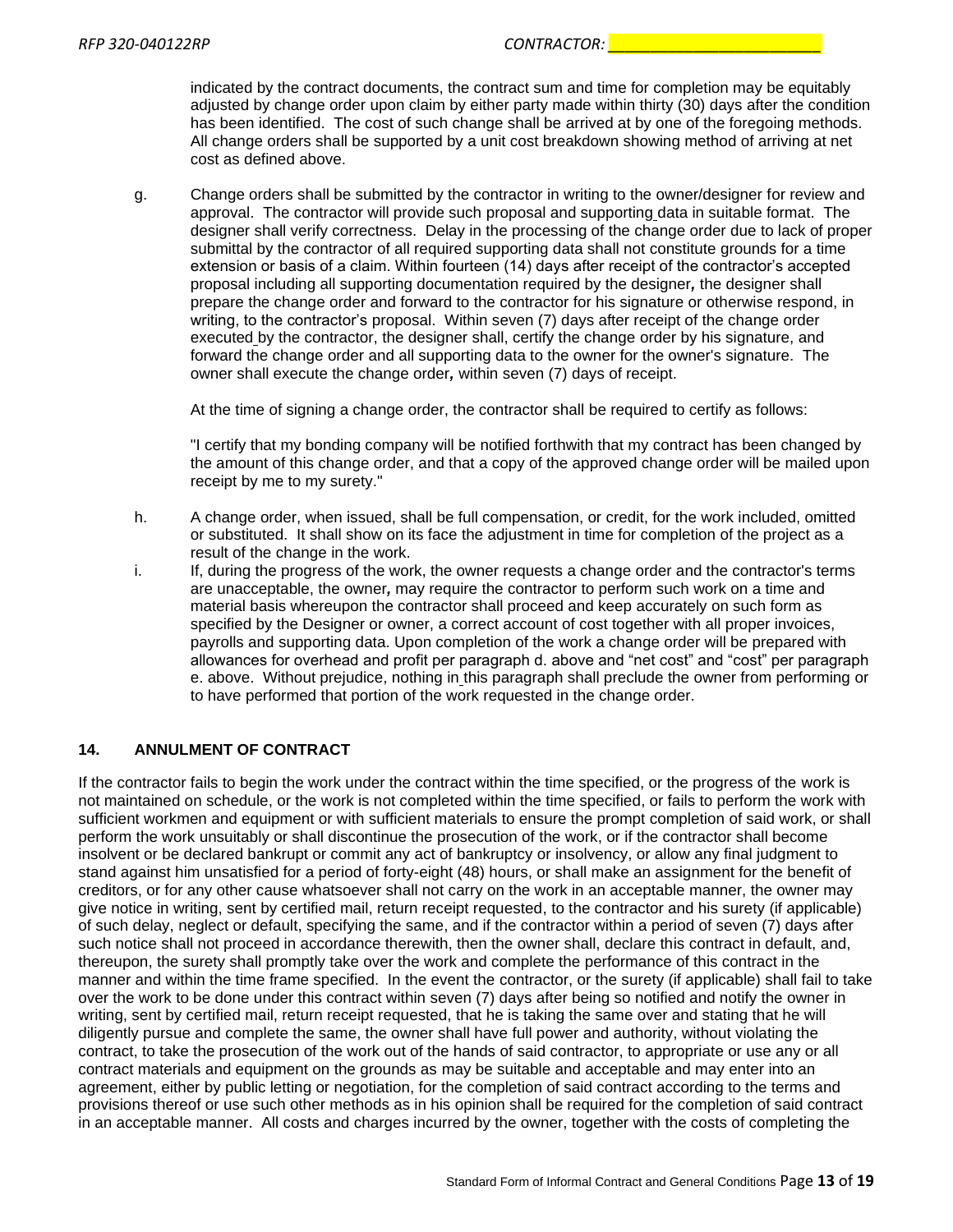indicated by the contract documents, the contract sum and time for completion may be equitably adjusted by change order upon claim by either party made within thirty (30) days after the condition has been identified. The cost of such change shall be arrived at by one of the foregoing methods. All change orders shall be supported by a unit cost breakdown showing method of arriving at net cost as defined above.

g. Change orders shall be submitted by the contractor in writing to the owner/designer for review and approval. The contractor will provide such proposal and supporting data in suitable format. The designer shall verify correctness. Delay in the processing of the change order due to lack of proper submittal by the contractor of all required supporting data shall not constitute grounds for a time extension or basis of a claim. Within fourteen (14) days after receipt of the contractor's accepted proposal including all supporting documentation required by the designer, the designer shall prepare the change order and forward to the contractor for his signature or otherwise respond, in writing, to the contractor's proposal. Within seven (7) days after receipt of the change order executed by the contractor, the designer shall, certify the change order by his signature, and forward the change order and all supporting data to the owner for the owner's signature. The owner shall execute the change order, within seven (7) days of receipt.

   At the time of signing a change order, the contractor shall be required to certify as follows:

   "I certify that my bonding company will be notified forthwith that my contract has been changed by the amount of this change order, and that a copy of the approved change order will be mailed upon receipt by me to my surety."

h. A change order, when issued, shall be full compensation, or credit, for the work included, omitted or substituted. It shall show on its face the adjustment in time for completion of the project as a result of the change in the work.

i. If, during the progress of the work, the owner requests a change order and the contractor's terms are unacceptable, the owner, may require the contractor to perform such work on a time and material basis whereupon the contractor shall proceed and keep accurately on such form as specified by the Designer or owner, a correct account of cost together with all proper invoices, payrolls and supporting data. Upon completion of the work a change order will be prepared with allowances for overhead and profit per paragraph d. above and "net cost" and "cost" per paragraph e. above. Without prejudice, nothing in this paragraph shall preclude the owner from performing or to have performed that portion of the work requested in the change order.

## 14. ANNULMENT OF CONTRACT

If the contractor fails to begin the work under the contract within the time specified, or the progress of the work is not maintained on schedule, or the work is not completed within the time specified, or fails to perform the work with sufficient workmen and equipment or with sufficient materials to ensure the prompt completion of said work, or shall perform the work unsuitably or shall discontinue the prosecution of the work, or if the contractor shall become insolvent or be declared bankrupt or commit any act of bankruptcy or insolvency, or allow any final judgment to stand against him unsatisfied for a period of forty-eight (48) hours, or shall make an assignment for the benefit of creditors, or for any other cause whatsoever shall not carry on the work in an acceptable manner, the owner may give notice in writing, sent by certified mail, return receipt requested, to the contractor and his surety (if applicable) of such delay, neglect or default, specifying the same, and if the contractor within a period of seven (7) days after such notice shall not proceed in accordance therewith, then the owner shall, declare this contract in default, and, thereupon, the surety shall promptly take over the work and complete the performance of this contract in the manner and within the time frame specified. In the event the contractor, or the surety (if applicable) shall fail to take over the work to be done under this contract within seven (7) days after being so notified and notify the owner in writing, sent by certified mail, return receipt requested, that he is taking the same over and stating that he will diligently pursue and complete the same, the owner shall have full power and authority, without violating the contract, to take the prosecution of the work out of the hands of said contractor, to appropriate or use any or all contract materials and equipment on the grounds as may be suitable and acceptable and may enter into an agreement, either by public letting or negotiation, for the completion of said contract according to the terms and provisions thereof or use such other methods as in his opinion shall be required for the completion of said contract in an acceptable manner. All costs and charges incurred by the owner, together with the costs of completing the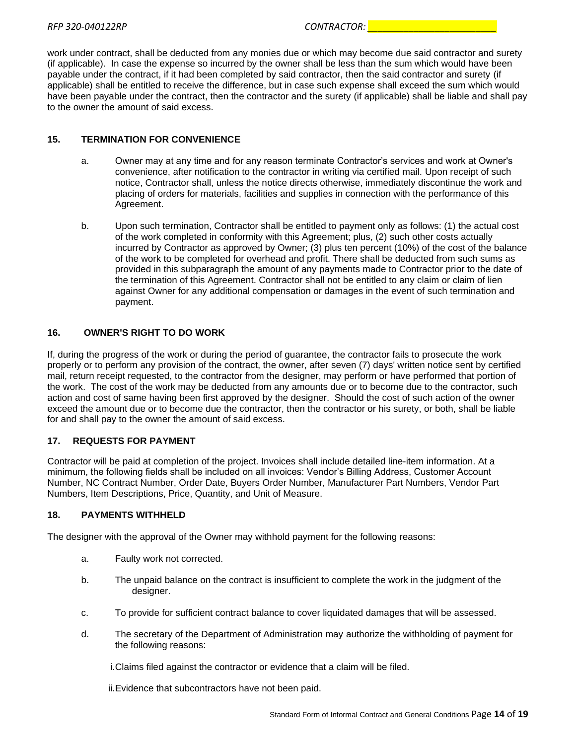work under contract, shall be deducted from any monies due or which may become due said contractor and surety (if applicable). In case the expense so incurred by the owner shall be less than the sum which would have been payable under the contract, if it had been completed by said contractor, then the said contractor and surety (if applicable) shall be entitled to receive the difference, but in case such expense shall exceed the sum which would have been payable under the contract, then the contractor and the surety (if applicable) shall be liable and shall pay to the owner the amount of said excess.

## 15. TERMINATION FOR CONVENIENCE

a. Owner may at any time and for any reason terminate Contractor's services and work at Owner's convenience, after notification to the contractor in writing via certified mail. Upon receipt of such notice, Contractor shall, unless the notice directs otherwise, immediately discontinue the work and placing of orders for materials, facilities and supplies in connection with the performance of this Agreement.

b. Upon such termination, Contractor shall be entitled to payment only as follows: (1) the actual cost of the work completed in conformity with this Agreement; plus, (2) such other costs actually incurred by Contractor as approved by Owner; (3) plus ten percent (10%) of the cost of the balance of the work to be completed for overhead and profit. There shall be deducted from such sums as provided in this subparagraph the amount of any payments made to Contractor prior to the date of the termination of this Agreement. Contractor shall not be entitled to any claim or claim of lien against Owner for any additional compensation or damages in the event of such termination and payment.

## 16. OWNER'S RIGHT TO DO WORK

If, during the progress of the work or during the period of guarantee, the contractor fails to prosecute the work properly or to perform any provision of the contract, the owner, after seven (7) days' written notice sent by certified mail, return receipt requested, to the contractor from the designer, may perform or have performed that portion of the work. The cost of the work may be deducted from any amounts due or to become due to the contractor, such action and cost of same having been first approved by the designer. Should the cost of such action of the owner exceed the amount due or to become due the contractor, then the contractor or his surety, or both, shall be liable for and shall pay to the owner the amount of said excess.

## 17. REQUESTS FOR PAYMENT

Contractor will be paid at completion of the project. Invoices shall include detailed line-item information. At a minimum, the following fields shall be included on all invoices: Vendor's Billing Address, Customer Account Number, NC Contract Number, Order Date, Buyers Order Number, Manufacturer Part Numbers, Vendor Part Numbers, Item Descriptions, Price, Quantity, and Unit of Measure.

## 18. PAYMENTS WITHHELD

The designer with the approval of the Owner may withhold payment for the following reasons:

a. Faulty work not corrected.

b. The unpaid balance on the contract is insufficient to complete the work in the judgment of the designer.

c. To provide for sufficient contract balance to cover liquidated damages that will be assessed.

d. The secretary of the Department of Administration may authorize the withholding of payment for the following reasons:

   i. Claims filed against the contractor or evidence that a claim will be filed.

   ii. Evidence that subcontractors have not been paid.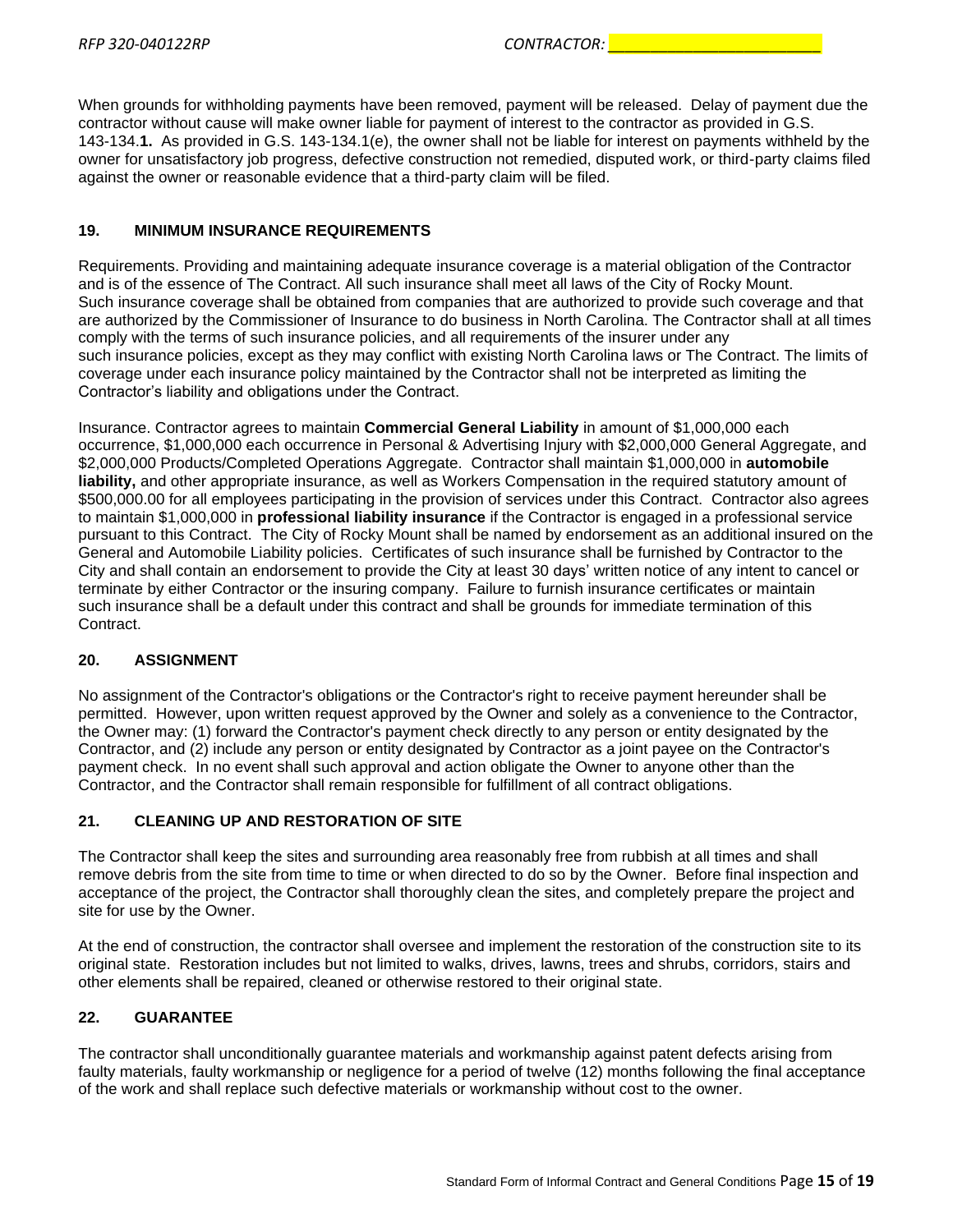When grounds for withholding payments have been removed, payment will be released. Delay of payment due the contractor without cause will make owner liable for payment of interest to the contractor as provided in G.S. 143-134.**1.** As provided in G.S. 143-134.1(e), the owner shall not be liable for interest on payments withheld by the owner for unsatisfactory job progress, defective construction not remedied, disputed work, or third-party claims filed against the owner or reasonable evidence that a third-party claim will be filed.

## 19. MINIMUM INSURANCE REQUIREMENTS

Requirements. Providing and maintaining adequate insurance coverage is a material obligation of the Contractor and is of the essence of The Contract. All such insurance shall meet all laws of the City of Rocky Mount. Such insurance coverage shall be obtained from companies that are authorized to provide such coverage and that are authorized by the Commissioner of Insurance to do business in North Carolina. The Contractor shall at all times comply with the terms of such insurance policies, and all requirements of the insurer under any such insurance policies, except as they may conflict with existing North Carolina laws or The Contract. The limits of coverage under each insurance policy maintained by the Contractor shall not be interpreted as limiting the Contractor's liability and obligations under the Contract.

Insurance. Contractor agrees to maintain **Commercial General Liability** in amount of $1,000,000 each occurrence, $1,000,000 each occurrence in Personal & Advertising Injury with $2,000,000 General Aggregate, and $2,000,000 Products/Completed Operations Aggregate. Contractor shall maintain $1,000,000 in **automobile liability,** and other appropriate insurance, as well as Workers Compensation in the required statutory amount of $500,000.00 for all employees participating in the provision of services under this Contract. Contractor also agrees to maintain $1,000,000 in **professional liability insurance** if the Contractor is engaged in a professional service pursuant to this Contract. The City of Rocky Mount shall be named by endorsement as an additional insured on the General and Automobile Liability policies. Certificates of such insurance shall be furnished by Contractor to the City and shall contain an endorsement to provide the City at least 30 days' written notice of any intent to cancel or terminate by either Contractor or the insuring company. Failure to furnish insurance certificates or maintain such insurance shall be a default under this contract and shall be grounds for immediate termination of this Contract.

## 20. ASSIGNMENT

No assignment of the Contractor's obligations or the Contractor's right to receive payment hereunder shall be permitted. However, upon written request approved by the Owner and solely as a convenience to the Contractor, the Owner may: (1) forward the Contractor's payment check directly to any person or entity designated by the Contractor, and (2) include any person or entity designated by Contractor as a joint payee on the Contractor's payment check. In no event shall such approval and action obligate the Owner to anyone other than the Contractor, and the Contractor shall remain responsible for fulfillment of all contract obligations.

## 21. CLEANING UP AND RESTORATION OF SITE

The Contractor shall keep the sites and surrounding area reasonably free from rubbish at all times and shall remove debris from the site from time to time or when directed to do so by the Owner. Before final inspection and acceptance of the project, the Contractor shall thoroughly clean the sites, and completely prepare the project and site for use by the Owner.

At the end of construction, the contractor shall oversee and implement the restoration of the construction site to its original state. Restoration includes but not limited to walks, drives, lawns, trees and shrubs, corridors, stairs and other elements shall be repaired, cleaned or otherwise restored to their original state.

## 22. GUARANTEE

The contractor shall unconditionally guarantee materials and workmanship against patent defects arising from faulty materials, faulty workmanship or negligence for a period of twelve (12) months following the final acceptance of the work and shall replace such defective materials or workmanship without cost to the owner.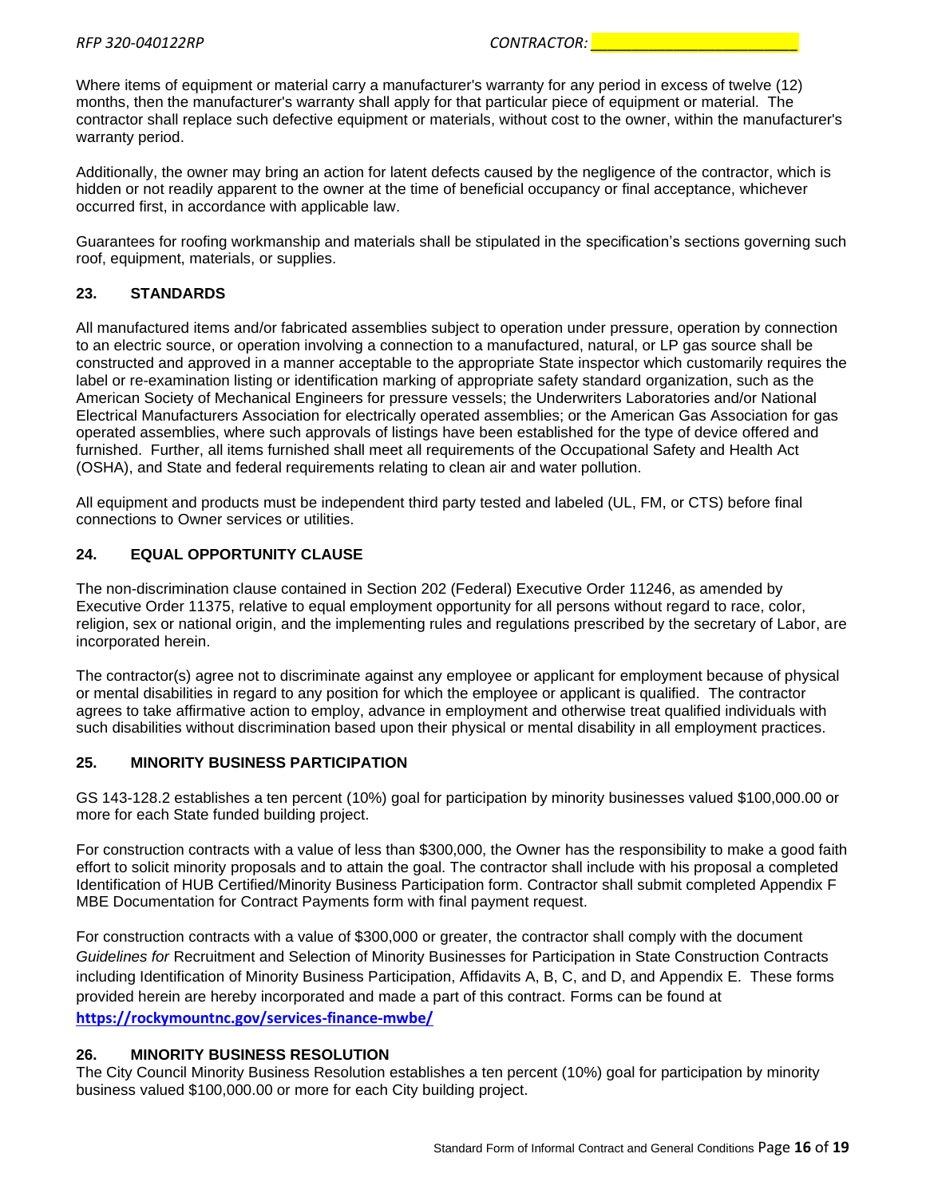Where items of equipment or material carry a manufacturer's warranty for any period in excess of twelve (12) months, then the manufacturer's warranty shall apply for that particular piece of equipment or material. The contractor shall replace such defective equipment or materials, without cost to the owner, within the manufacturer's warranty period.

Additionally, the owner may bring an action for latent defects caused by the negligence of the contractor, which is hidden or not readily apparent to the owner at the time of beneficial occupancy or final acceptance, whichever occurred first, in accordance with applicable law.

Guarantees for roofing workmanship and materials shall be stipulated in the specification's sections governing such roof, equipment, materials, or supplies.

## 23. STANDARDS

All manufactured items and/or fabricated assemblies subject to operation under pressure, operation by connection to an electric source, or operation involving a connection to a manufactured, natural, or LP gas source shall be constructed and approved in a manner acceptable to the appropriate State inspector which customarily requires the label or re-examination listing or identification marking of appropriate safety standard organization, such as the American Society of Mechanical Engineers for pressure vessels; the Underwriters Laboratories and/or National Electrical Manufacturers Association for electrically operated assemblies; or the American Gas Association for gas operated assemblies, where such approvals of listings have been established for the type of device offered and furnished. Further, all items furnished shall meet all requirements of the Occupational Safety and Health Act (OSHA), and State and federal requirements relating to clean air and water pollution.

All equipment and products must be independent third party tested and labeled (UL, FM, or CTS) before final connections to Owner services or utilities.

## 24. EQUAL OPPORTUNITY CLAUSE

The non-discrimination clause contained in Section 202 (Federal) Executive Order 11246, as amended by Executive Order 11375, relative to equal employment opportunity for all persons without regard to race, color, religion, sex or national origin, and the implementing rules and regulations prescribed by the secretary of Labor, are incorporated herein.

The contractor(s) agree not to discriminate against any employee or applicant for employment because of physical or mental disabilities in regard to any position for which the employee or applicant is qualified. The contractor agrees to take affirmative action to employ, advance in employment and otherwise treat qualified individuals with such disabilities without discrimination based upon their physical or mental disability in all employment practices.

## 25. MINORITY BUSINESS PARTICIPATION

GS 143-128.2 establishes a ten percent (10%) goal for participation by minority businesses valued $100,000.00 or more for each State funded building project.

For construction contracts with a value of less than $300,000, the Owner has the responsibility to make a good faith effort to solicit minority proposals and to attain the goal. The contractor shall include with his proposal a completed Identification of HUB Certified/Minority Business Participation form. Contractor shall submit completed Appendix F MBE Documentation for Contract Payments form with final payment request.

For construction contracts with a value of $300,000 or greater, the contractor shall comply with the document *Guidelines for* Recruitment and Selection of Minority Businesses for Participation in State Construction Contracts including Identification of Minority Business Participation, Affidavits A, B, C, and D, and Appendix E. These forms provided herein are hereby incorporated and made a part of this contract. Forms can be found at **https://rockymountnc.gov/services-finance-mwbe/**

## 26. MINORITY BUSINESS RESOLUTION

The City Council Minority Business Resolution establishes a ten percent (10%) goal for participation by minority business valued $100,000.00 or more for each City building project.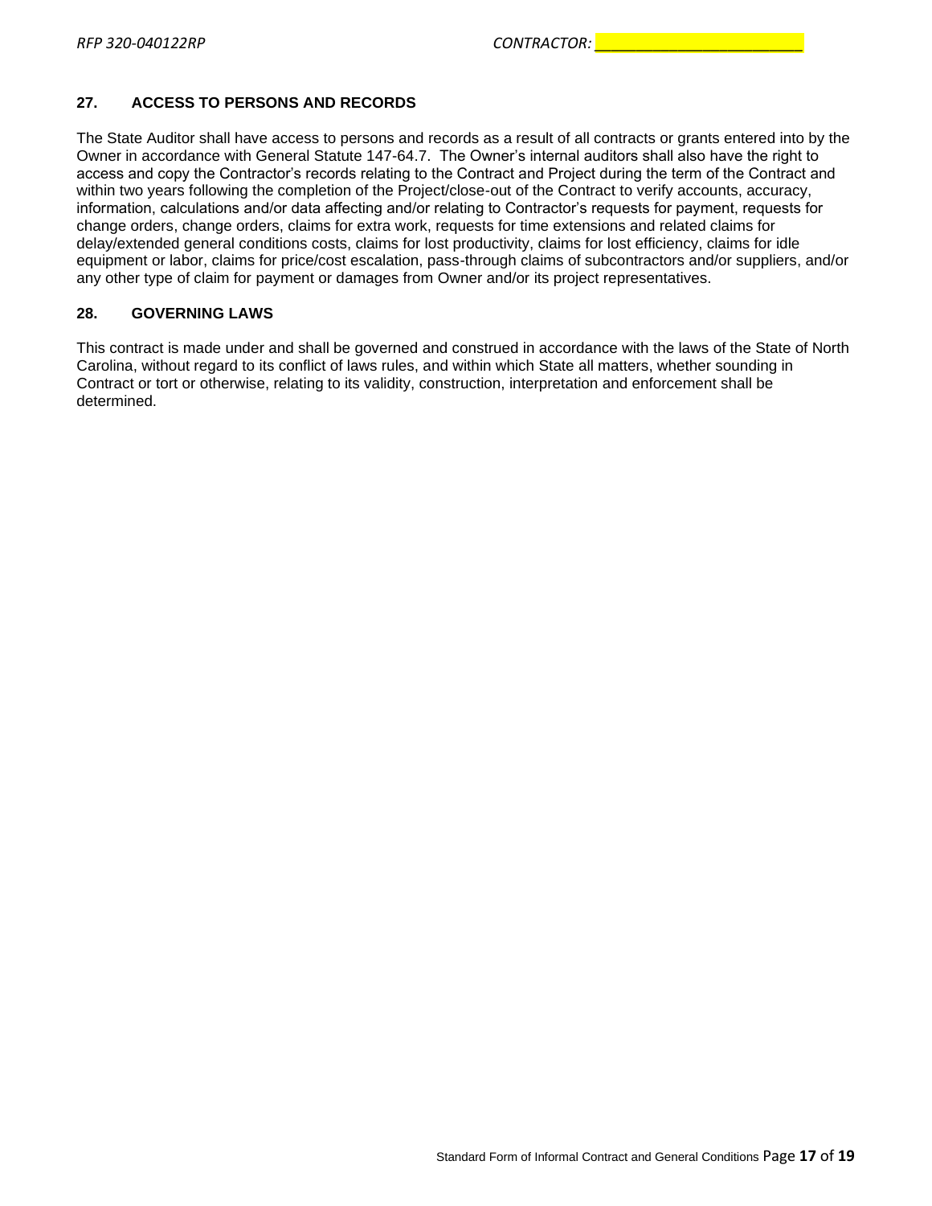## 27. ACCESS TO PERSONS AND RECORDS

The State Auditor shall have access to persons and records as a result of all contracts or grants entered into by the Owner in accordance with General Statute 147-64.7. The Owner's internal auditors shall also have the right to access and copy the Contractor's records relating to the Contract and Project during the term of the Contract and within two years following the completion of the Project/close-out of the Contract to verify accounts, accuracy, information, calculations and/or data affecting and/or relating to Contractor's requests for payment, requests for change orders, change orders, claims for extra work, requests for time extensions and related claims for delay/extended general conditions costs, claims for lost productivity, claims for lost efficiency, claims for idle equipment or labor, claims for price/cost escalation, pass-through claims of subcontractors and/or suppliers, and/or any other type of claim for payment or damages from Owner and/or its project representatives.

## 28. GOVERNING LAWS

This contract is made under and shall be governed and construed in accordance with the laws of the State of North Carolina, without regard to its conflict of laws rules, and within which State all matters, whether sounding in Contract or tort or otherwise, relating to its validity, construction, interpretation and enforcement shall be determined.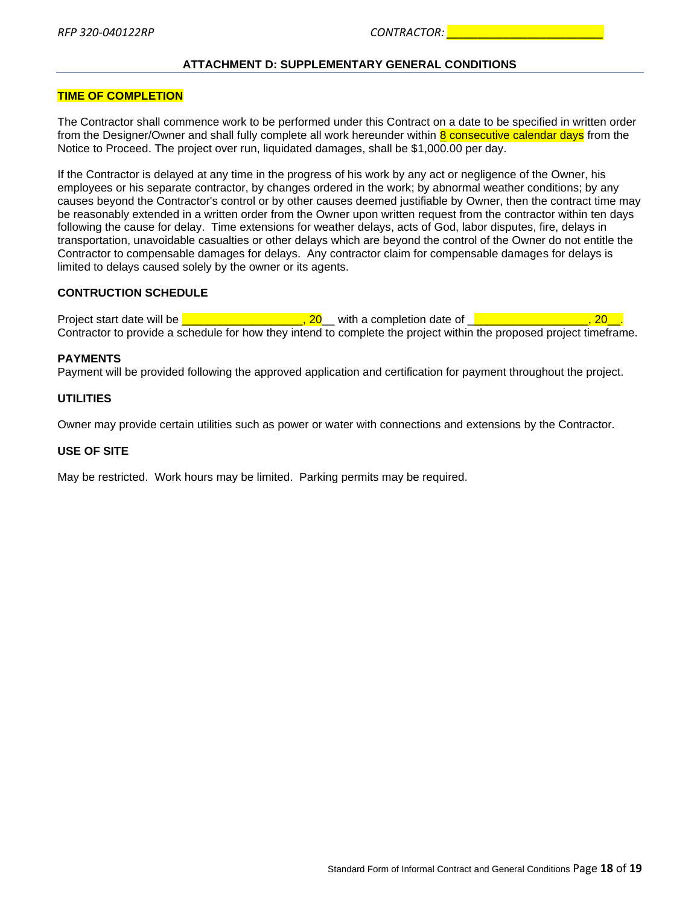## ATTACHMENT D: SUPPLEMENTARY GENERAL CONDITIONS

### TIME OF COMPLETION

The Contractor shall commence work to be performed under this Contract on a date to be specified in written order from the Designer/Owner and shall fully complete all work hereunder within 8 consecutive calendar days from the Notice to Proceed. The project over run, liquidated damages, shall be $1,000.00 per day.

If the Contractor is delayed at any time in the progress of his work by any act or negligence of the Owner, his employees or his separate contractor, by changes ordered in the work; by abnormal weather conditions; by any causes beyond the Contractor's control or by other causes deemed justifiable by Owner, then the contract time may be reasonably extended in a written order from the Owner upon written request from the contractor within ten days following the cause for delay. Time extensions for weather delays, acts of God, labor disputes, fire, delays in transportation, unavoidable casualties or other delays which are beyond the control of the Owner do not entitle the Contractor to compensable damages for delays. Any contractor claim for compensable damages for delays is limited to delays caused solely by the owner or its agents.

### CONTRUCTION SCHEDULE

Project start date will be ____________________, 20__ with a completion date of ___________________, 20__. Contractor to provide a schedule for how they intend to complete the project within the proposed project timeframe.

### PAYMENTS

Payment will be provided following the approved application and certification for payment throughout the project.

### UTILITIES

Owner may provide certain utilities such as power or water with connections and extensions by the Contractor.

### USE OF SITE

May be restricted. Work hours may be limited. Parking permits may be required.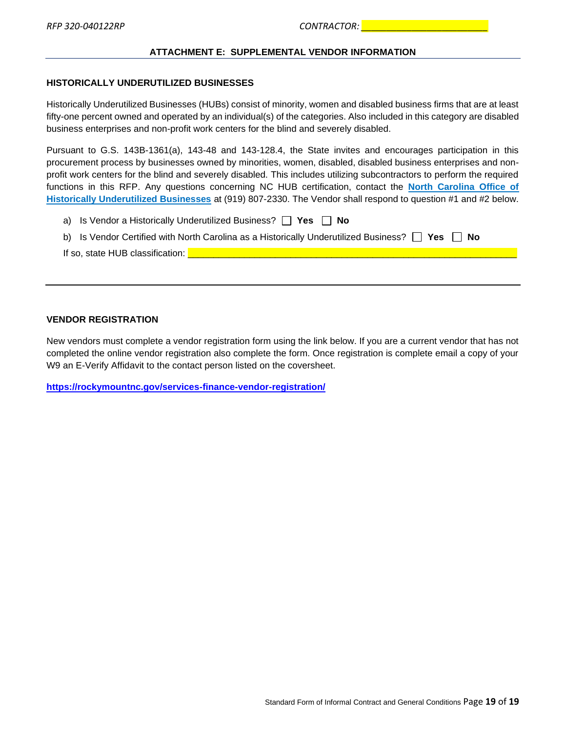## ATTACHMENT E: SUPPLEMENTAL VENDOR INFORMATION

### HISTORICALLY UNDERUTILIZED BUSINESSES

Historically Underutilized Businesses (HUBs) consist of minority, women and disabled business firms that are at least fifty-one percent owned and operated by an individual(s) of the categories. Also included in this category are disabled business enterprises and non-profit work centers for the blind and severely disabled.

Pursuant to G.S. 143B-1361(a), 143-48 and 143-128.4, the State invites and encourages participation in this procurement process by businesses owned by minorities, women, disabled, disabled business enterprises and non-profit work centers for the blind and severely disabled. This includes utilizing subcontractors to perform the required functions in this RFP. Any questions concerning NC HUB certification, contact the **North Carolina Office of Historically Underutilized Businesses** at (919) 807-2330. The Vendor shall respond to question #1 and #2 below.

a) Is Vendor a Historically Underutilized Business? ☐ **Yes** ☐ **No**

b) Is Vendor Certified with North Carolina as a Historically Underutilized Business? ☐ **Yes** ☐ **No**

If so, state HUB classification: ____________________________________________________________

---

### VENDOR REGISTRATION

New vendors must complete a vendor registration form using the link below. If you are a current vendor that has not completed the online vendor registration also complete the form. Once registration is complete email a copy of your W9 an E-Verify Affidavit to the contact person listed on the coversheet.

**https://rockymountnc.gov/services-finance-vendor-registration/**